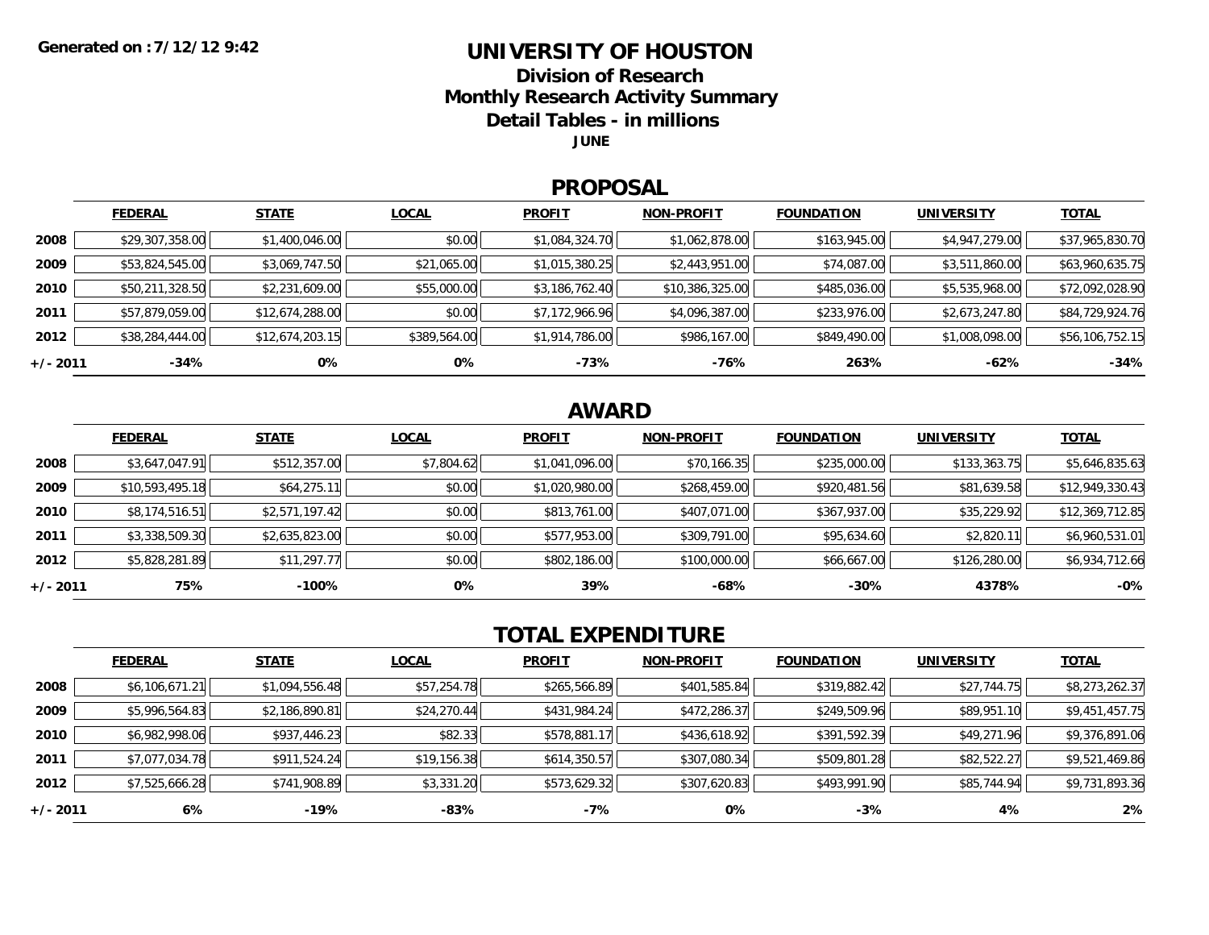Generated on :7/12/12 9:42

# UNIVERSITY OF HOUSTON

## Division of Research

## Monthly Research Activity Summary

## Detail Tables - in millions

**JUNE**

## PROPOSAL

| | FEDERAL | STATE | LOCAL | PROFIT | NON-PROFIT | FOUNDATION | UNIVERSITY | TOTAL |
|---|---|---|---|---|---|---|---|---|
| 2008 | $29,307,358.00 | $1,400,046.00 | $0.00 | $1,084,324.70 | $1,062,878.00 | $163,945.00 | $4,947,279.00 | $37,965,830.70 |
| 2009 | $53,824,545.00 | $3,069,747.50 | $21,065.00 | $1,015,380.25 | $2,443,951.00 | $74,087.00 | $3,511,860.00 | $63,960,635.75 |
| 2010 | $50,211,328.50 | $2,231,609.00 | $55,000.00 | $3,186,762.40 | $10,386,325.00 | $485,036.00 | $5,535,968.00 | $72,092,028.90 |
| 2011 | $57,879,059.00 | $12,674,288.00 | $0.00 | $7,172,966.96 | $4,096,387.00 | $233,976.00 | $2,673,247.80 | $84,729,924.76 |
| 2012 | $38,284,444.00 | $12,674,203.15 | $389,564.00 | $1,914,786.00 | $986,167.00 | $849,490.00 | $1,008,098.00 | $56,106,752.15 |
| +/- 2011 | -34% | 0% | 0% | -73% | -76% | 263% | -62% | -34% |

## AWARD

| | FEDERAL | STATE | LOCAL | PROFIT | NON-PROFIT | FOUNDATION | UNIVERSITY | TOTAL |
|---|---|---|---|---|---|---|---|---|
| 2008 | $3,647,047.91 | $512,357.00 | $7,804.62 | $1,041,096.00 | $70,166.35 | $235,000.00 | $133,363.75 | $5,646,835.63 |
| 2009 | $10,593,495.18 | $64,275.11 | $0.00 | $1,020,980.00 | $268,459.00 | $920,481.56 | $81,639.58 | $12,949,330.43 |
| 2010 | $8,174,516.51 | $2,571,197.42 | $0.00 | $813,761.00 | $407,071.00 | $367,937.00 | $35,229.92 | $12,369,712.85 |
| 2011 | $3,338,509.30 | $2,635,823.00 | $0.00 | $577,953.00 | $309,791.00 | $95,634.60 | $2,820.11 | $6,960,531.01 |
| 2012 | $5,828,281.89 | $11,297.77 | $0.00 | $802,186.00 | $100,000.00 | $66,667.00 | $126,280.00 | $6,934,712.66 |
| +/- 2011 | 75% | -100% | 0% | 39% | -68% | -30% | 4378% | -0% |

## TOTAL EXPENDITURE

| | FEDERAL | STATE | LOCAL | PROFIT | NON-PROFIT | FOUNDATION | UNIVERSITY | TOTAL |
|---|---|---|---|---|---|---|---|---|
| 2008 | $6,106,671.21 | $1,094,556.48 | $57,254.78 | $265,566.89 | $401,585.84 | $319,882.42 | $27,744.75 | $8,273,262.37 |
| 2009 | $5,996,564.83 | $2,186,890.81 | $24,270.44 | $431,984.24 | $472,286.37 | $249,509.96 | $89,951.10 | $9,451,457.75 |
| 2010 | $6,982,998.06 | $937,446.23 | $82.33 | $578,881.17 | $436,618.92 | $391,592.39 | $49,271.96 | $9,376,891.06 |
| 2011 | $7,077,034.78 | $911,524.24 | $19,156.38 | $614,350.57 | $307,080.34 | $509,801.28 | $82,522.27 | $9,521,469.86 |
| 2012 | $7,525,666.28 | $741,908.89 | $3,331.20 | $573,629.32 | $307,620.83 | $493,991.90 | $85,744.94 | $9,731,893.36 |
| +/- 2011 | 6% | -19% | -83% | -7% | 0% | -3% | 4% | 2% |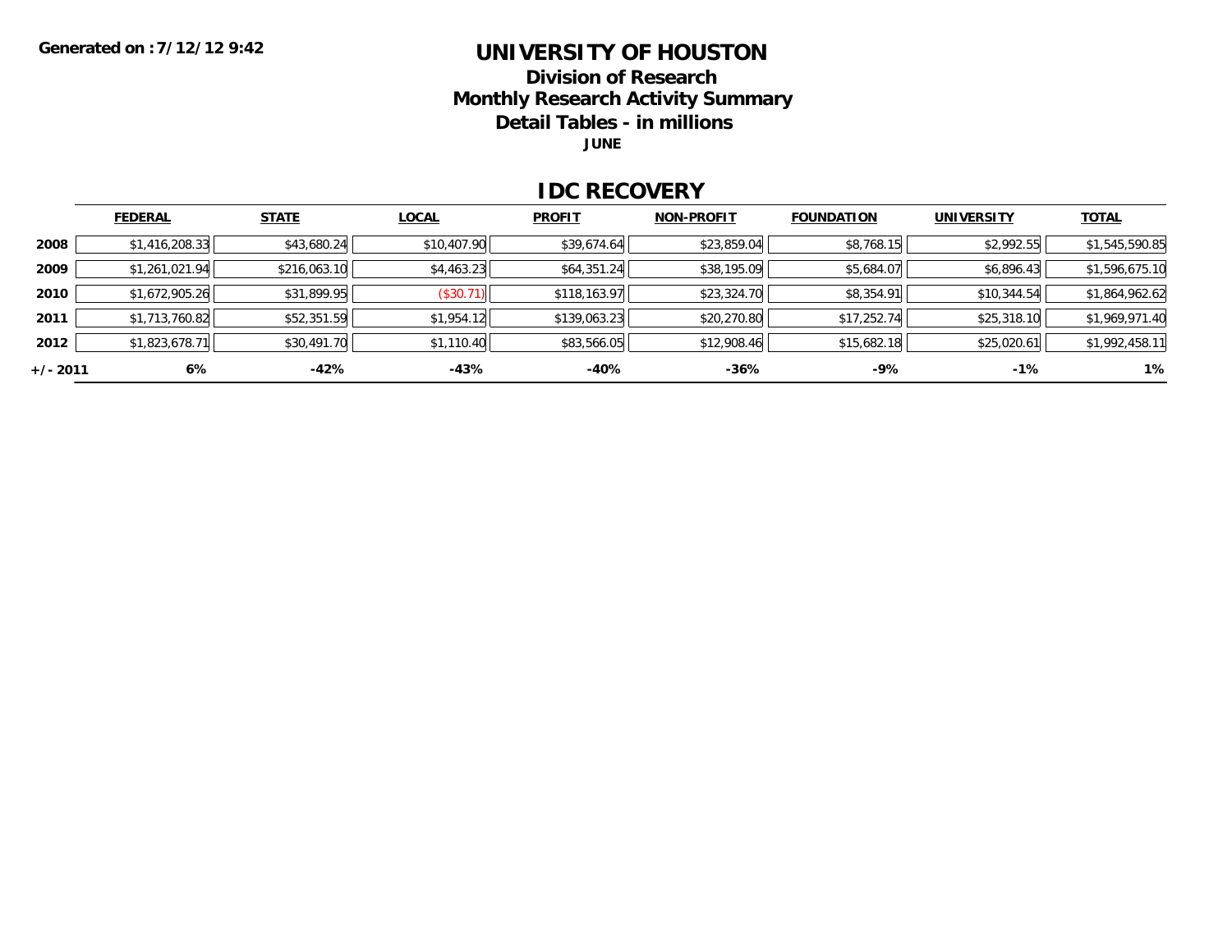Generated on : 7/12/12 9:42

# UNIVERSITY OF HOUSTON

## Division of Research
## Monthly Research Activity Summary
## Detail Tables - in millions

**JUNE**

## IDC RECOVERY

| | FEDERAL | STATE | LOCAL | PROFIT | NON-PROFIT | FOUNDATION | UNIVERSITY | TOTAL |
|---|---|---|---|---|---|---|---|---|
| **2008** | $1,416,208.33 | $43,680.24 | $10,407.90 | $39,674.64 | $23,859.04 | $8,768.15 | $2,992.55 | $1,545,590.85 |
| **2009** | $1,261,021.94 | $216,063.10 | $4,463.23 | $64,351.24 | $38,195.09 | $5,684.07 | $6,896.43 | $1,596,675.10 |
| **2010** | $1,672,905.26 | $31,899.95 | ($30.71) | $118,163.97 | $23,324.70 | $8,354.91 | $10,344.54 | $1,864,962.62 |
| **2011** | $1,713,760.82 | $52,351.59 | $1,954.12 | $139,063.23 | $20,270.80 | $17,252.74 | $25,318.10 | $1,969,971.40 |
| **2012** | $1,823,678.71 | $30,491.70 | $1,110.40 | $83,566.05 | $12,908.46 | $15,682.18 | $25,020.61 | $1,992,458.11 |
| **+/- 2011** | **6%** | **-42%** | **-43%** | **-40%** | **-36%** | **-9%** | **-1%** | **1%** |